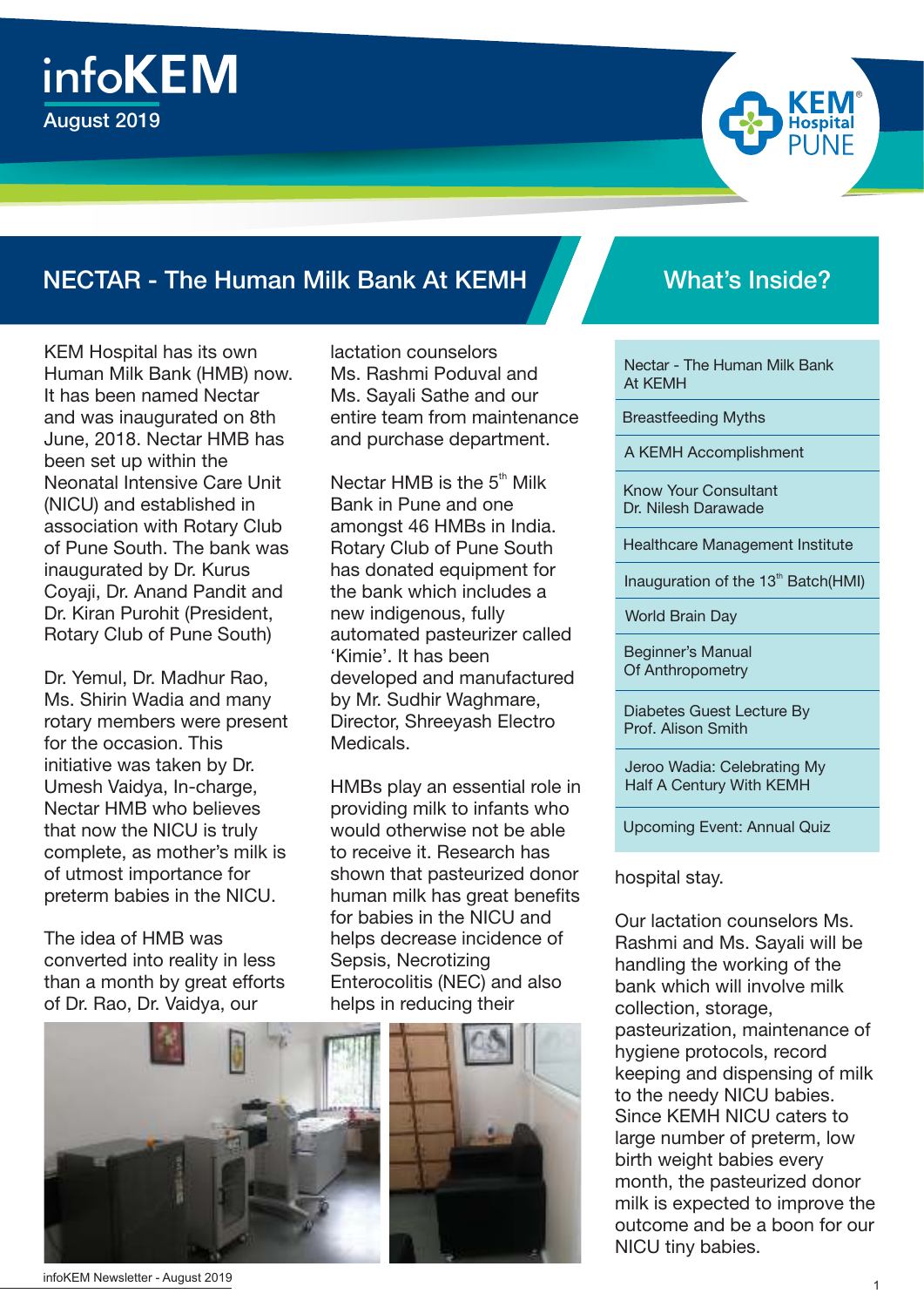# infoKEM

August 2019

KEM Hospital PUNE

## NECTAR - The Human Milk Bank At KEMH

KEM Hospital has its own Human Milk Bank (HMB) now. It has been named Nectar and was inaugurated on 8th June, 2018. Nectar HMB has been set up within the Neonatal Intensive Care Unit (NICU) and established in association with Rotary Club of Pune South. The bank was inaugurated by Dr. Kurus Coyaji, Dr. Anand Pandit and Dr. Kiran Purohit (President, Rotary Club of Pune South)

Dr. Yemul, Dr. Madhur Rao, Ms. Shirin Wadia and many rotary members were present for the occasion. This initiative was taken by Dr. Umesh Vaidya, In-charge, Nectar HMB who believes that now the NICU is truly complete, as mother's milk is of utmost importance for preterm babies in the NICU.

The idea of HMB was converted into reality in less than a month by great efforts of Dr. Rao, Dr. Vaidya, our lactation counselors Ms. Rashmi Poduval and Ms. Sayali Sathe and our entire team from maintenance and purchase department.

Nectar HMB is the 5th Milk Bank in Pune and one amongst 46 HMBs in India. Rotary Club of Pune South has donated equipment for the bank which includes a new indigenous, fully automated pasteurizer called 'Kimie'. It has been developed and manufactured by Mr. Sudhir Waghmare, Director, Shreeyash Electro Medicals.

HMBs play an essential role in providing milk to infants who would otherwise not be able to receive it. Research has shown that pasteurized donor human milk has great benefits for babies in the NICU and helps decrease incidence of Sepsis, Necrotizing Enterocolitis (NEC) and also helps in reducing their hospital stay.

Our lactation counselors Ms. Rashmi and Ms. Sayali will be handling the working of the bank which will involve milk collection, storage, pasteurization, maintenance of hygiene protocols, record keeping and dispensing of milk to the needy NICU babies. Since KEMH NICU caters to large number of preterm, low birth weight babies every month, the pasteurized donor milk is expected to improve the outcome and be a boon for our NICU tiny babies.

## What's Inside?

- Nectar - The Human Milk Bank At KEMH
- Breastfeeding Myths
- A KEMH Accomplishment
- Know Your Consultant Dr. Nilesh Darawade
- Healthcare Management Institute
- Inauguration of the 13th Batch(HMI)
- World Brain Day
- Beginner's Manual Of Anthropometry
- Diabetes Guest Lecture By Prof. Alison Smith
- Jeroo Wadia: Celebrating My Half A Century With KEMH
- Upcoming Event: Annual Quiz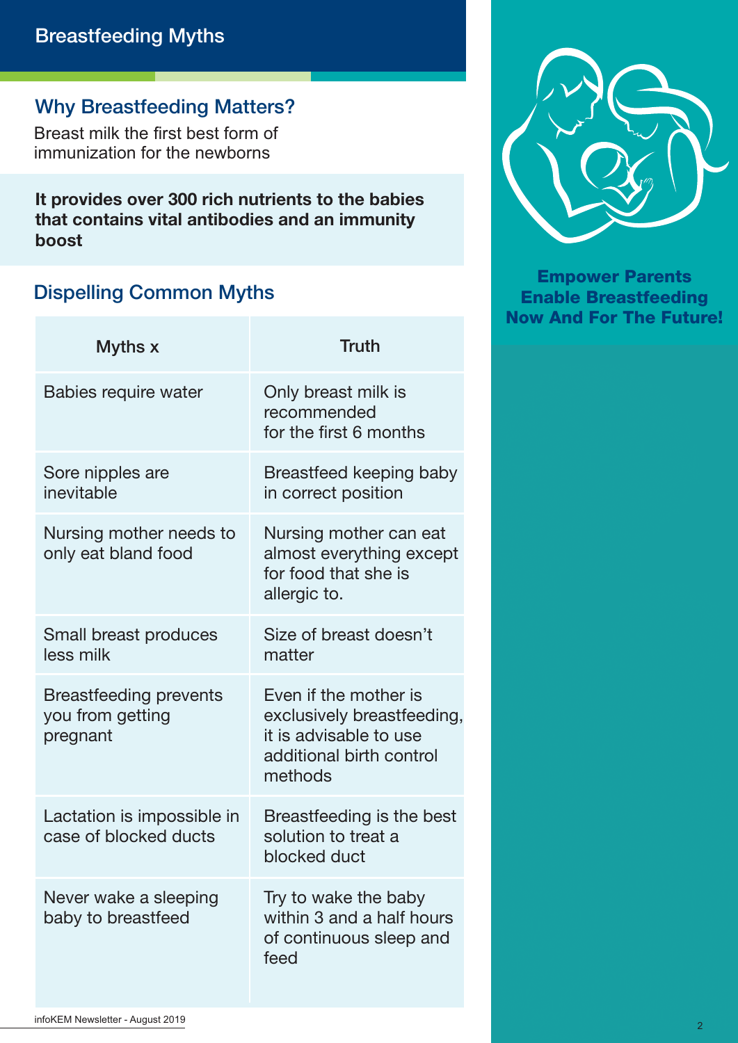# Breastfeeding Myths

## Why Breastfeeding Matters?

Breast milk the first best form of immunization for the newborns

**It provides over 300 rich nutrients to the babies that contains vital antibodies and an immunity boost**

## Dispelling Common Myths

| Myths x | Truth |
|---|---|
| Babies require water | Only breast milk is recommended for the first 6 months |
| Sore nipples are inevitable | Breastfeed keeping baby in correct position |
| Nursing mother needs to only eat bland food | Nursing mother can eat almost everything except for food that she is allergic to. |
| Small breast produces less milk | Size of breast doesn't matter |
| Breastfeeding prevents you from getting pregnant | Even if the mother is exclusively breastfeeding, it is advisable to use additional birth control methods |
| Lactation is impossible in case of blocked ducts | Breastfeeding is the best solution to treat a blocked duct |
| Never wake a sleeping baby to breastfeed | Try to wake the baby within 3 and a half hours of continuous sleep and feed |

**Empower Parents
Enable Breastfeeding
Now And For The Future!**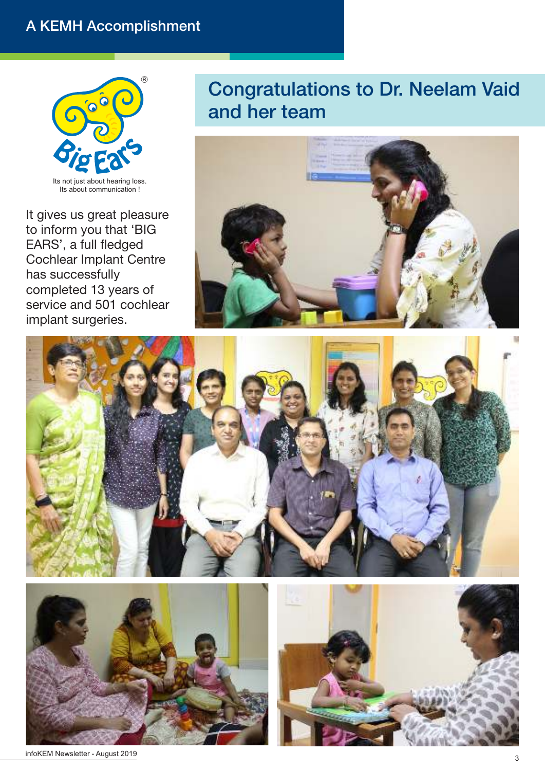## A KEMH Accomplishment

Big Ears®

Its not just about hearing loss.
Its about communication !

# Congratulations to Dr. Neelam Vaid and her team

It gives us great pleasure to inform you that 'BIG EARS', a full fledged Cochlear Implant Centre has successfully completed 13 years of service and 501 cochlear implant surgeries.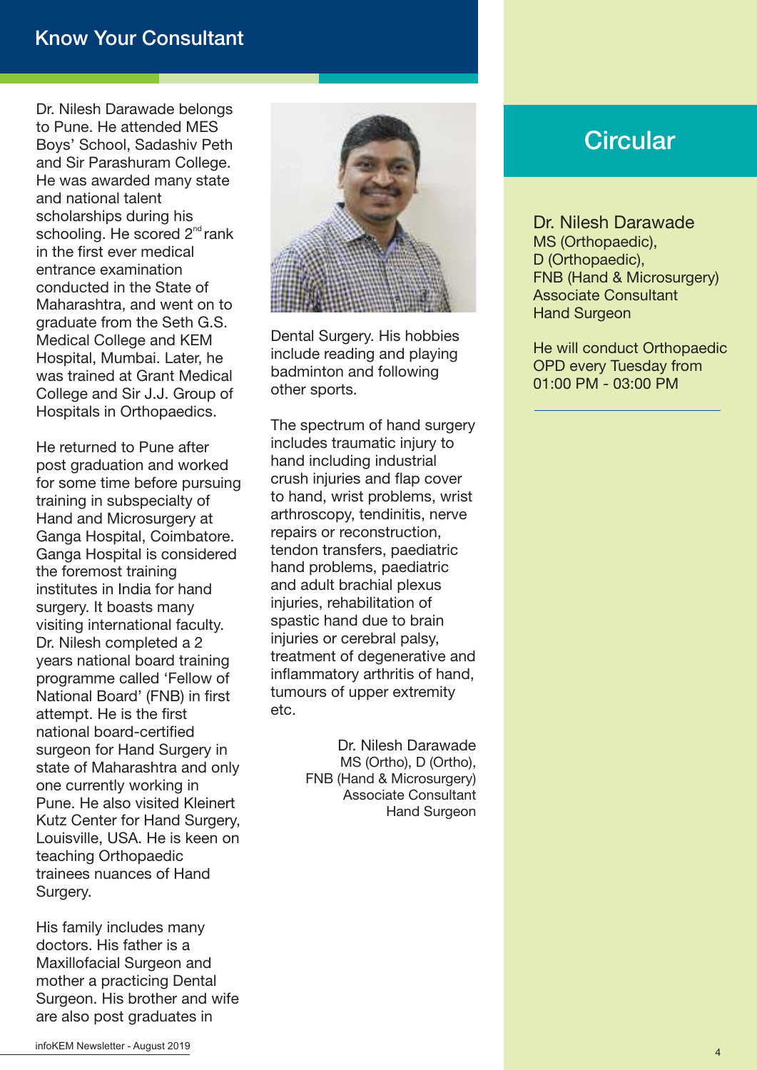## Know Your Consultant

Dr. Nilesh Darawade belongs to Pune. He attended MES Boys' School, Sadashiv Peth and Sir Parashuram College. He was awarded many state and national talent scholarships during his schooling. He scored 2nd rank in the first ever medical entrance examination conducted in the State of Maharashtra, and went on to graduate from the Seth G.S. Medical College and KEM Hospital, Mumbai. Later, he was trained at Grant Medical College and Sir J.J. Group of Hospitals in Orthopaedics.

He returned to Pune after post graduation and worked for some time before pursuing training in subspecialty of Hand and Microsurgery at Ganga Hospital, Coimbatore. Ganga Hospital is considered the foremost training institutes in India for hand surgery. It boasts many visiting international faculty. Dr. Nilesh completed a 2 years national board training programme called 'Fellow of National Board' (FNB) in first attempt. He is the first national board-certified surgeon for Hand Surgery in state of Maharashtra and only one currently working in Pune. He also visited Kleinert Kutz Center for Hand Surgery, Louisville, USA. He is keen on teaching Orthopaedic trainees nuances of Hand Surgery.

His family includes many doctors. His father is a Maxillofacial Surgeon and mother a practicing Dental Surgeon. His brother and wife are also post graduates in Dental Surgery. His hobbies include reading and playing badminton and following other sports.

The spectrum of hand surgery includes traumatic injury to hand including industrial crush injuries and flap cover to hand, wrist problems, wrist arthroscopy, tendinitis, nerve repairs or reconstruction, tendon transfers, paediatric hand problems, paediatric and adult brachial plexus injuries, rehabilitation of spastic hand due to brain injuries or cerebral palsy, treatment of degenerative and inflammatory arthritis of hand, tumours of upper extremity etc.

Dr. Nilesh Darawade
MS (Ortho), D (Ortho),
FNB (Hand & Microsurgery)
Associate Consultant
Hand Surgeon

## Circular

Dr. Nilesh Darawade
MS (Orthopaedic),
D (Orthopaedic),
FNB (Hand & Microsurgery)
Associate Consultant
Hand Surgeon

He will conduct Orthopaedic OPD every Tuesday from 01:00 PM - 03:00 PM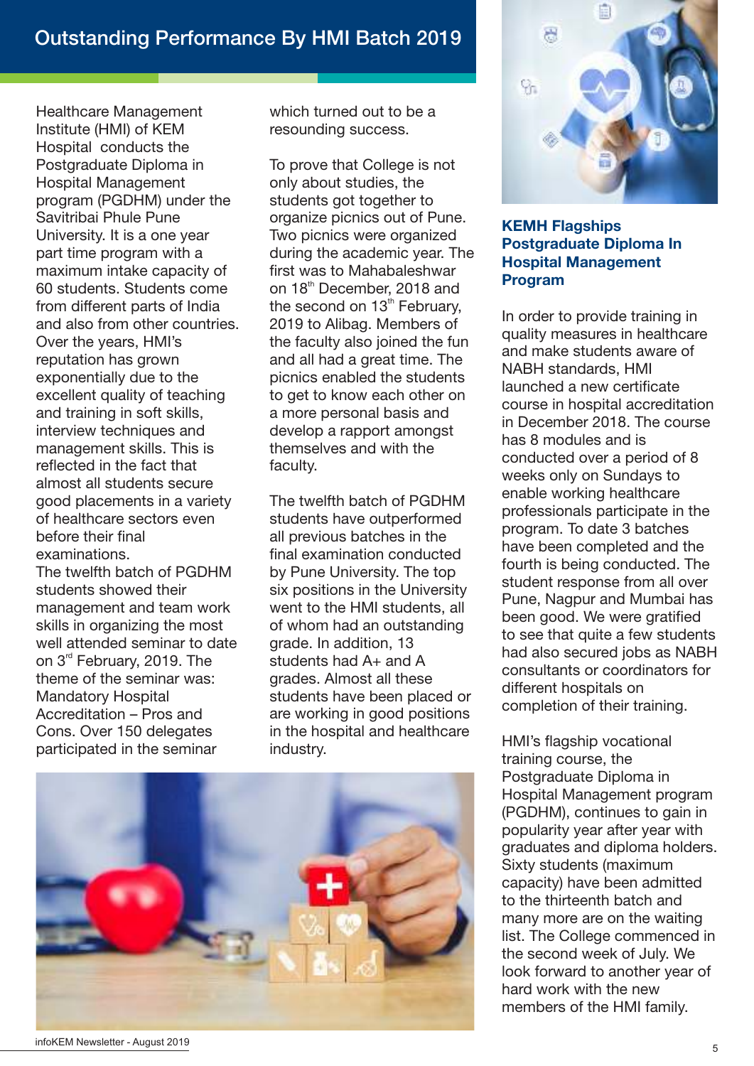# Outstanding Performance By HMI Batch 2019

Healthcare Management Institute (HMI) of KEM Hospital conducts the Postgraduate Diploma in Hospital Management program (PGDHM) under the Savitribai Phule Pune University. It is a one year part time program with a maximum intake capacity of 60 students. Students come from different parts of India and also from other countries. Over the years, HMI's reputation has grown exponentially due to the excellent quality of teaching and training in soft skills, interview techniques and management skills. This is reflected in the fact that almost all students secure good placements in a variety of healthcare sectors even before their final examinations.

The twelfth batch of PGDHM students showed their management and team work skills in organizing the most well attended seminar to date on 3rd February, 2019. The theme of the seminar was: Mandatory Hospital Accreditation – Pros and Cons. Over 150 delegates participated in the seminar which turned out to be a resounding success.

To prove that College is not only about studies, the students got together to organize picnics out of Pune. Two picnics were organized during the academic year. The first was to Mahabaleshwar on 18th December, 2018 and the second on 13th February, 2019 to Alibag. Members of the faculty also joined the fun and all had a great time. The picnics enabled the students to get to know each other on a more personal basis and develop a rapport amongst themselves and with the faculty.

The twelfth batch of PGDHM students have outperformed all previous batches in the final examination conducted by Pune University. The top six positions in the University went to the HMI students, all of whom had an outstanding grade. In addition, 13 students had A+ and A grades. Almost all these students have been placed or are working in good positions in the hospital and healthcare industry.

## KEMH Flagships Postgraduate Diploma In Hospital Management Program

In order to provide training in quality measures in healthcare and make students aware of NABH standards, HMI launched a new certificate course in hospital accreditation in December 2018. The course has 8 modules and is conducted over a period of 8 weeks only on Sundays to enable working healthcare professionals participate in the program. To date 3 batches have been completed and the fourth is being conducted. The student response from all over Pune, Nagpur and Mumbai has been good. We were gratified to see that quite a few students had also secured jobs as NABH consultants or coordinators for different hospitals on completion of their training.

HMI's flagship vocational training course, the Postgraduate Diploma in Hospital Management program (PGDHM), continues to gain in popularity year after year with graduates and diploma holders. Sixty students (maximum capacity) have been admitted to the thirteenth batch and many more are on the waiting list. The College commenced in the second week of July. We look forward to another year of hard work with the new members of the HMI family.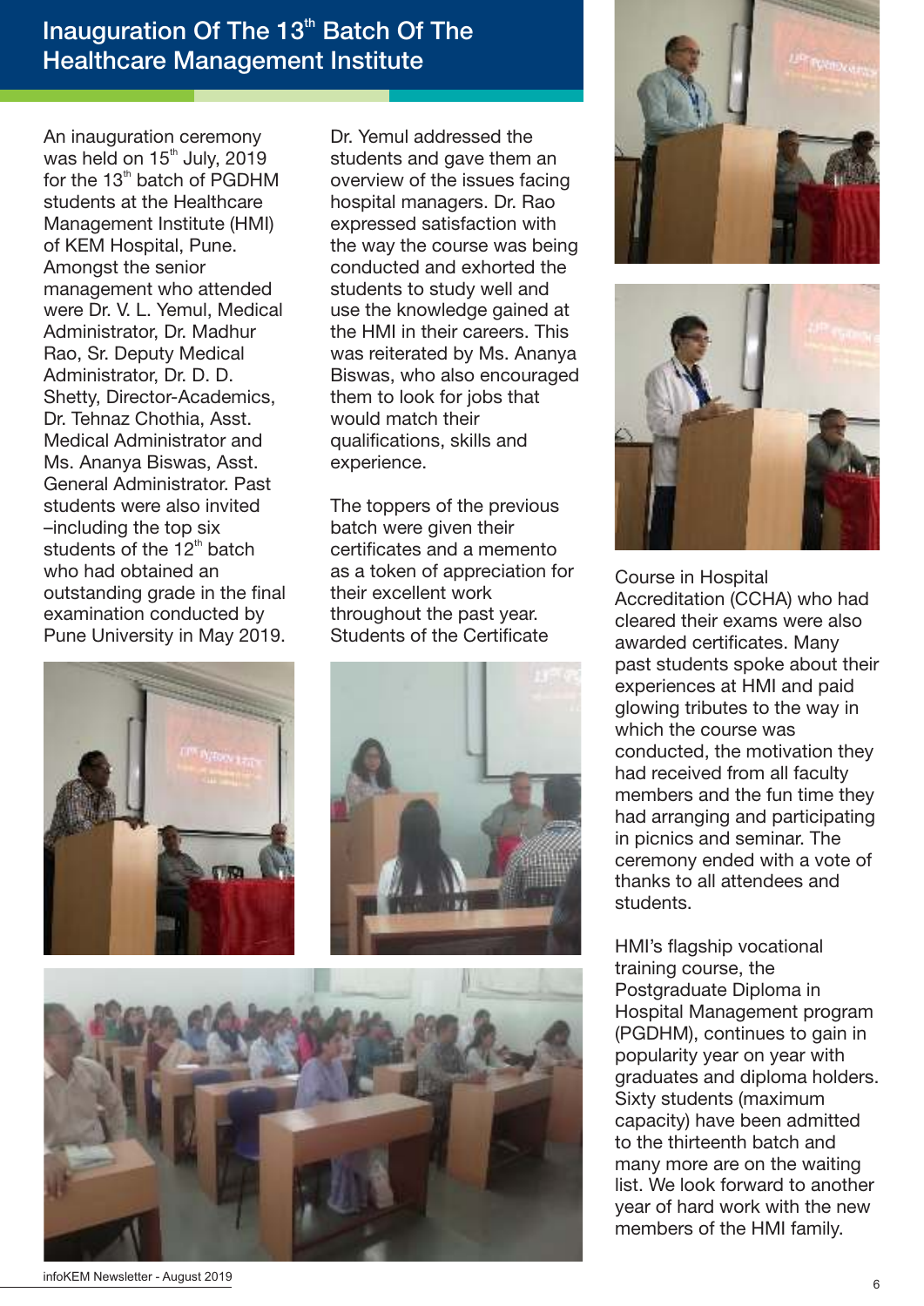# Inauguration Of The 13th Batch Of The Healthcare Management Institute

An inauguration ceremony was held on 15th July, 2019 for the 13th batch of PGDHM students at the Healthcare Management Institute (HMI) of KEM Hospital, Pune. Amongst the senior management who attended were Dr. V. L. Yemul, Medical Administrator, Dr. Madhur Rao, Sr. Deputy Medical Administrator, Dr. D. D. Shetty, Director-Academics, Dr. Tehnaz Chothia, Asst. Medical Administrator and Ms. Ananya Biswas, Asst. General Administrator. Past students were also invited –including the top six students of the 12th batch who had obtained an outstanding grade in the final examination conducted by Pune University in May 2019.

Dr. Yemul addressed the students and gave them an overview of the issues facing hospital managers. Dr. Rao expressed satisfaction with the way the course was being conducted and exhorted the students to study well and use the knowledge gained at the HMI in their careers. This was reiterated by Ms. Ananya Biswas, who also encouraged them to look for jobs that would match their qualifications, skills and experience.

The toppers of the previous batch were given their certificates and a memento as a token of appreciation for their excellent work throughout the past year. Students of the Certificate Course in Hospital Accreditation (CCHA) who had cleared their exams were also awarded certificates. Many past students spoke about their experiences at HMI and paid glowing tributes to the way in which the course was conducted, the motivation they had received from all faculty members and the fun time they had arranging and participating in picnics and seminar. The ceremony ended with a vote of thanks to all attendees and students.

HMI's flagship vocational training course, the Postgraduate Diploma in Hospital Management program (PGDHM), continues to gain in popularity year on year with graduates and diploma holders. Sixty students (maximum capacity) have been admitted to the thirteenth batch and many more are on the waiting list. We look forward to another year of hard work with the new members of the HMI family.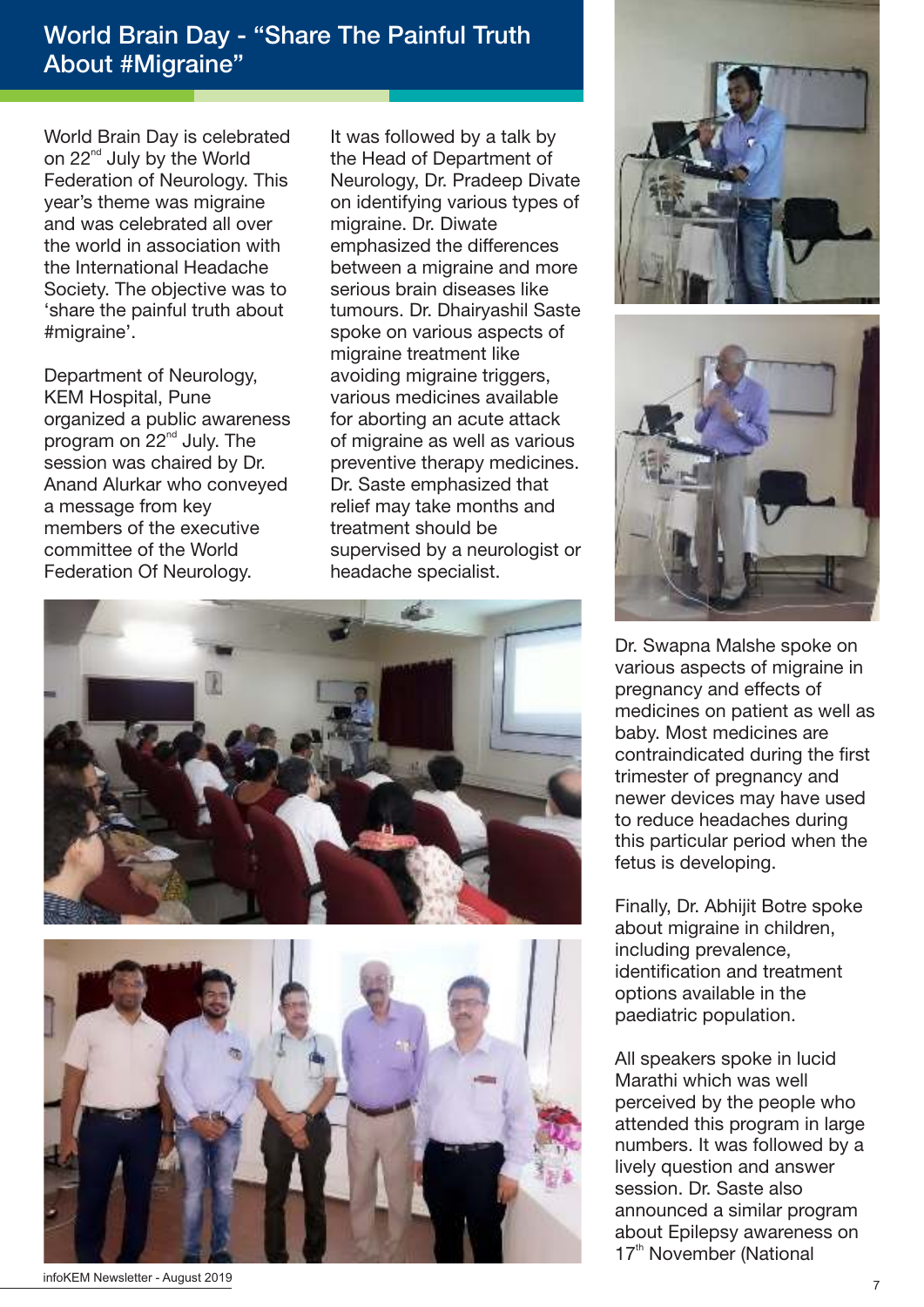## World Brain Day - "Share The Painful Truth About #Migraine"

World Brain Day is celebrated on 22nd July by the World Federation of Neurology. This year's theme was migraine and was celebrated all over the world in association with the International Headache Society. The objective was to 'share the painful truth about #migraine'.

Department of Neurology, KEM Hospital, Pune organized a public awareness program on 22nd July. The session was chaired by Dr. Anand Alurkar who conveyed a message from key members of the executive committee of the World Federation Of Neurology.

It was followed by a talk by the Head of Department of Neurology, Dr. Pradeep Divate on identifying various types of migraine. Dr. Diwate emphasized the differences between a migraine and more serious brain diseases like tumours. Dr. Dhairyashil Saste spoke on various aspects of migraine treatment like avoiding migraine triggers, various medicines available for aborting an acute attack of migraine as well as various preventive therapy medicines. Dr. Saste emphasized that relief may take months and treatment should be supervised by a neurologist or headache specialist.

Dr. Swapna Malshe spoke on various aspects of migraine in pregnancy and effects of medicines on patient as well as baby. Most medicines are contraindicated during the first trimester of pregnancy and newer devices may have used to reduce headaches during this particular period when the fetus is developing.

Finally, Dr. Abhijit Botre spoke about migraine in children, including prevalence, identification and treatment options available in the paediatric population.

All speakers spoke in lucid Marathi which was well perceived by the people who attended this program in large numbers. It was followed by a lively question and answer session. Dr. Saste also announced a similar program about Epilepsy awareness on 17th November (National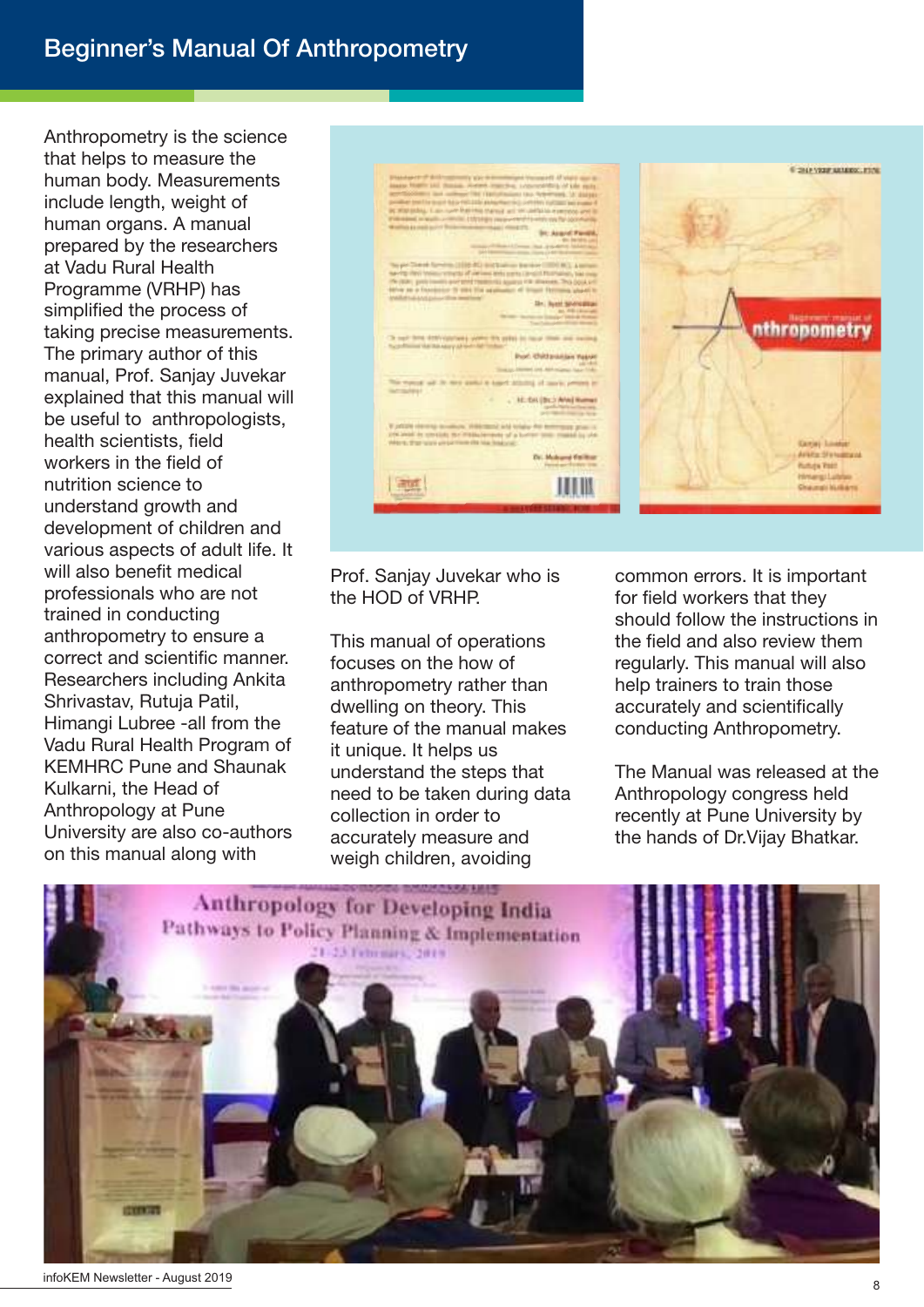# Beginner's Manual Of Anthropometry

Anthropometry is the science that helps to measure the human body. Measurements include length, weight of human organs. A manual prepared by the researchers at Vadu Rural Health Programme (VRHP) has simplified the process of taking precise measurements. The primary author of this manual, Prof. Sanjay Juvekar explained that this manual will be useful to anthropologists, health scientists, field workers in the field of nutrition science to understand growth and development of children and various aspects of adult life. It will also benefit medical professionals who are not trained in conducting anthropometry to ensure a correct and scientific manner. Researchers including Ankita Shrivastav, Rutuja Patil, Himangi Lubree -all from the Vadu Rural Health Program of KEMHRC Pune and Shaunak Kulkarni, the Head of Anthropology at Pune University are also co-authors on this manual along with Prof. Sanjay Juvekar who is the HOD of VRHP.

This manual of operations focuses on the how of anthropometry rather than dwelling on theory. This feature of the manual makes it unique. It helps us understand the steps that need to be taken during data collection in order to accurately measure and weigh children, avoiding common errors. It is important for field workers that they should follow the instructions in the field and also review them regularly. This manual will also help trainers to train those accurately and scientifically conducting Anthropometry.

The Manual was released at the Anthropology congress held recently at Pune University by the hands of Dr.Vijay Bhatkar.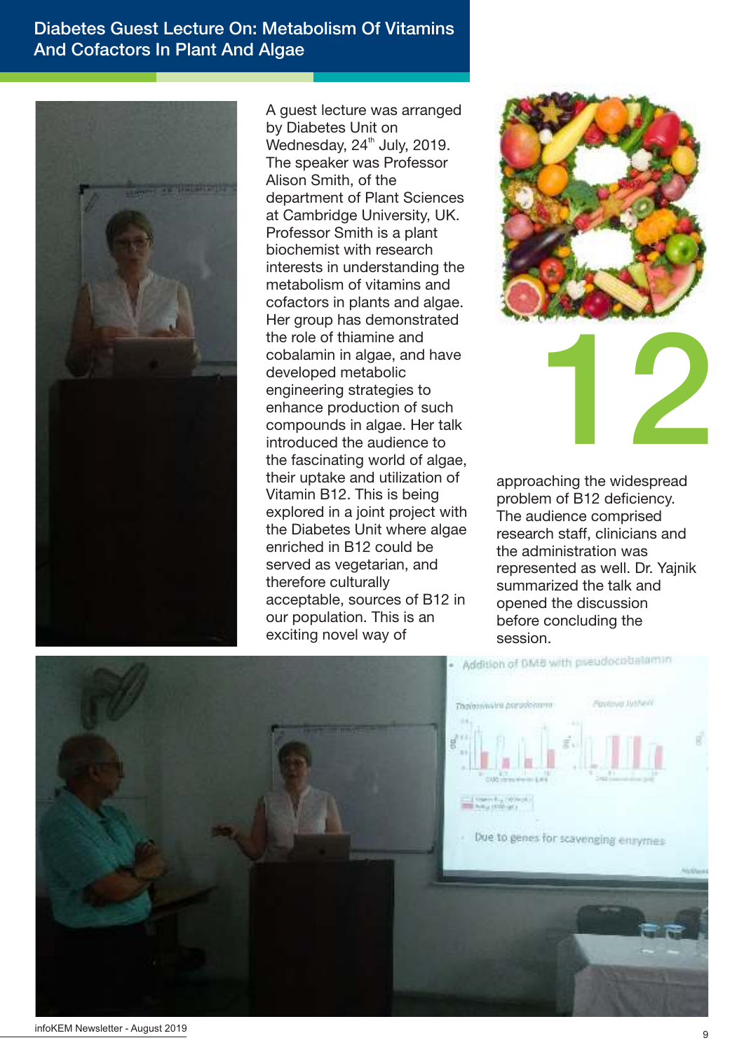# Diabetes Guest Lecture On: Metabolism Of Vitamins And Cofactors In Plant And Algae

A guest lecture was arranged by Diabetes Unit on Wednesday, 24th July, 2019. The speaker was Professor Alison Smith, of the department of Plant Sciences at Cambridge University, UK. Professor Smith is a plant biochemist with research interests in understanding the metabolism of vitamins and cofactors in plants and algae. Her group has demonstrated the role of thiamine and cobalamin in algae, and have developed metabolic engineering strategies to enhance production of such compounds in algae. Her talk introduced the audience to the fascinating world of algae, their uptake and utilization of Vitamin B12. This is being explored in a joint project with the Diabetes Unit where algae enriched in B12 could be served as vegetarian, and therefore culturally acceptable, sources of B12 in our population. This is an exciting novel way of approaching the widespread problem of B12 deficiency. The audience comprised research staff, clinicians and the administration was represented as well. Dr. Yajnik summarized the talk and opened the discussion before concluding the session.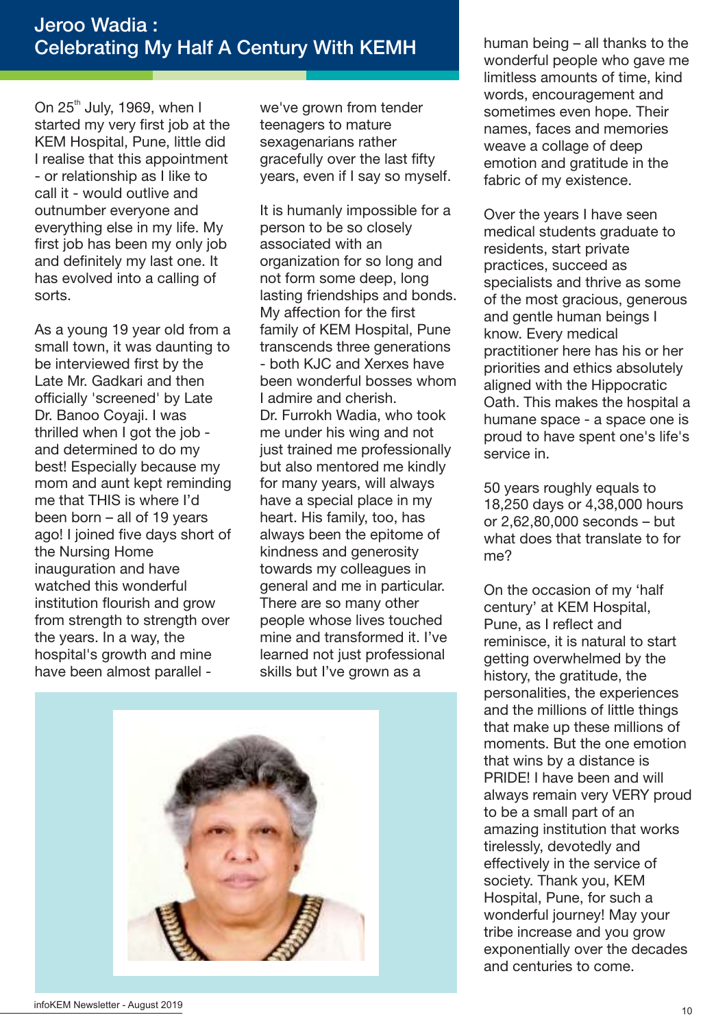# Jeroo Wadia : Celebrating My Half A Century With KEMH

On 25th July, 1969, when I started my very first job at the KEM Hospital, Pune, little did I realise that this appointment - or relationship as I like to call it - would outlive and outnumber everyone and everything else in my life. My first job has been my only job and definitely my last one. It has evolved into a calling of sorts.

As a young 19 year old from a small town, it was daunting to be interviewed first by the Late Mr. Gadkari and then officially 'screened' by Late Dr. Banoo Coyaji. I was thrilled when I got the job - and determined to do my best! Especially because my mom and aunt kept reminding me that THIS is where I'd been born – all of 19 years ago! I joined five days short of the Nursing Home inauguration and have watched this wonderful institution flourish and grow from strength to strength over the years. In a way, the hospital's growth and mine have been almost parallel - we've grown from tender teenagers to mature sexagenarians rather gracefully over the last fifty years, even if I say so myself.

It is humanly impossible for a person to be so closely associated with an organization for so long and not form some deep, long lasting friendships and bonds. My affection for the first family of KEM Hospital, Pune transcends three generations - both KJC and Xerxes have been wonderful bosses whom I admire and cherish. Dr. Furrokh Wadia, who took me under his wing and not just trained me professionally but also mentored me kindly for many years, will always have a special place in my heart. His family, too, has always been the epitome of kindness and generosity towards my colleagues in general and me in particular. There are so many other people whose lives touched mine and transformed it. I've learned not just professional skills but I've grown as a human being – all thanks to the wonderful people who gave me limitless amounts of time, kind words, encouragement and sometimes even hope. Their names, faces and memories weave a collage of deep emotion and gratitude in the fabric of my existence.

Over the years I have seen medical students graduate to residents, start private practices, succeed as specialists and thrive as some of the most gracious, generous and gentle human beings I know. Every medical practitioner here has his or her priorities and ethics absolutely aligned with the Hippocratic Oath. This makes the hospital a humane space - a space one is proud to have spent one's life's service in.

50 years roughly equals to 18,250 days or 4,38,000 hours or 2,62,80,000 seconds – but what does that translate to for me?

On the occasion of my 'half century' at KEM Hospital, Pune, as I reflect and reminisce, it is natural to start getting overwhelmed by the history, the gratitude, the personalities, the experiences and the millions of little things that make up these millions of moments. But the one emotion that wins by a distance is PRIDE! I have been and will always remain very VERY proud to be a small part of an amazing institution that works tirelessly, devotedly and effectively in the service of society. Thank you, KEM Hospital, Pune, for such a wonderful journey! May your tribe increase and you grow exponentially over the decades and centuries to come.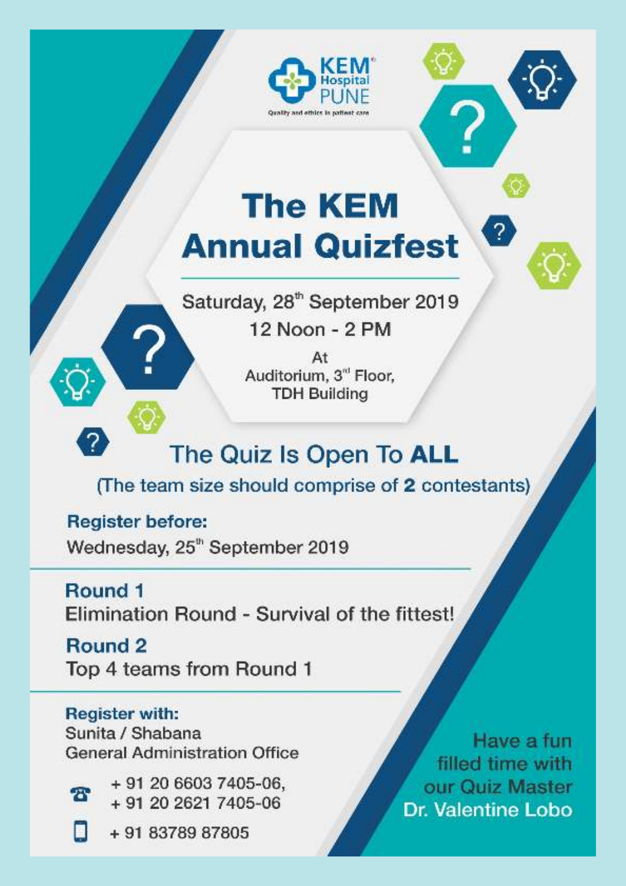KEM Hospital PUNE

Quality and ethics in patient care

# The KEM Annual Quizfest

Saturday, 28th September 2019

12 Noon - 2 PM

At
Auditorium, 3rd Floor,
TDH Building

## The Quiz Is Open To **ALL**

(The team size should comprise of **2** contestants)

**Register before:**
Wednesday, 25th September 2019

**Round 1**
Elimination Round - Survival of the fittest!

**Round 2**
Top 4 teams from Round 1

**Register with:**
Sunita / Shabana
General Administration Office

+ 91 20 6603 7405-06,
+ 91 20 2621 7405-06

+ 91 83789 87805

Have a fun filled time with our Quiz Master
Dr. Valentine Lobo